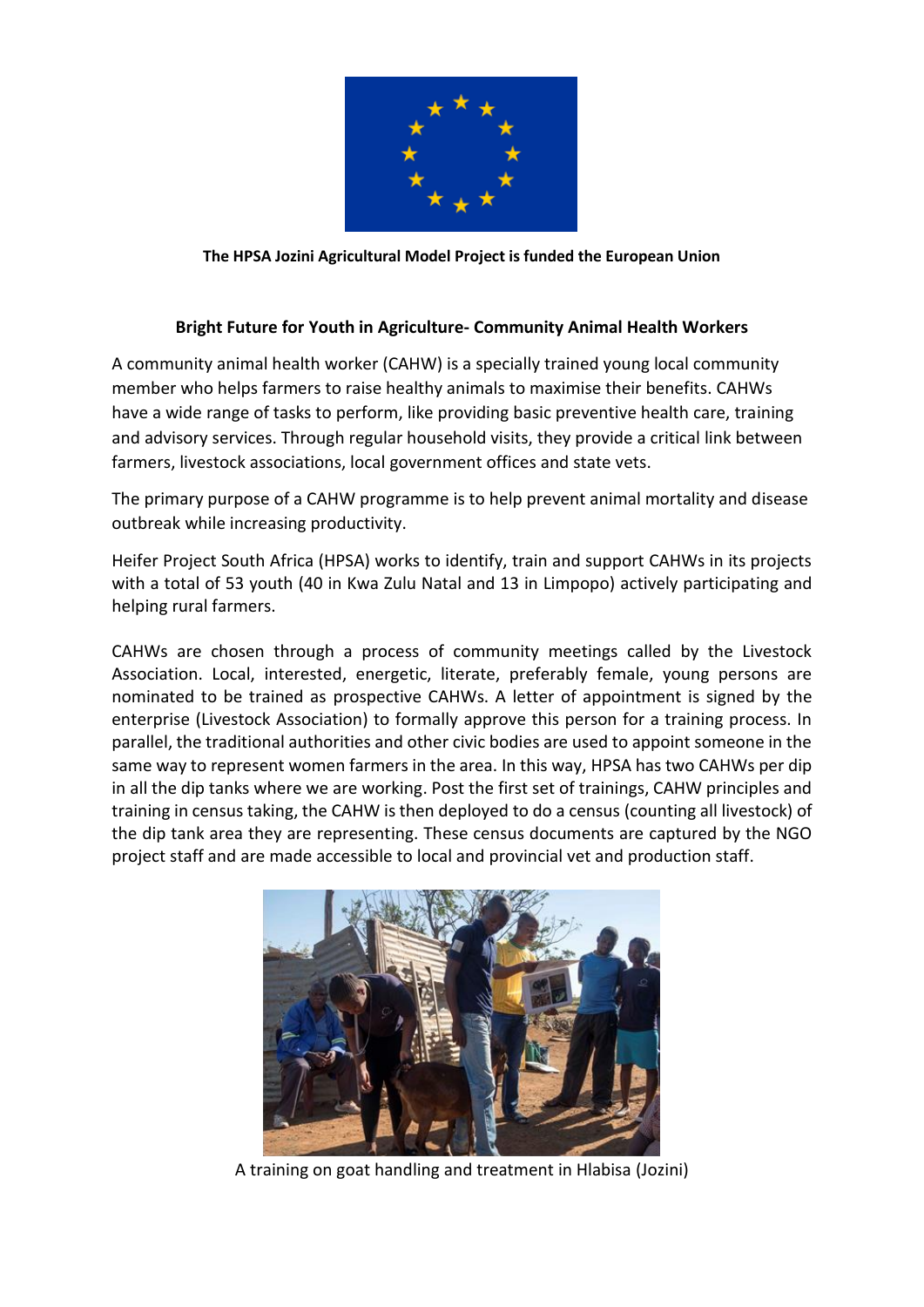**The HPSA Jozini Agricultural Model Project is funded the European Union**

## Bright Future for Youth in Agriculture- Community Animal Health Workers

A community animal health worker (CAHW) is a specially trained young local community member who helps farmers to raise healthy animals to maximise their benefits. CAHWs have a wide range of tasks to perform, like providing basic preventive health care, training and advisory services. Through regular household visits, they provide a critical link between farmers, livestock associations, local government offices and state vets.

The primary purpose of a CAHW programme is to help prevent animal mortality and disease outbreak while increasing productivity.

Heifer Project South Africa (HPSA) works to identify, train and support CAHWs in its projects with a total of 53 youth (40 in Kwa Zulu Natal and 13 in Limpopo) actively participating and helping rural farmers.

CAHWs are chosen through a process of community meetings called by the Livestock Association. Local, interested, energetic, literate, preferably female, young persons are nominated to be trained as prospective CAHWs. A letter of appointment is signed by the enterprise (Livestock Association) to formally approve this person for a training process. In parallel, the traditional authorities and other civic bodies are used to appoint someone in the same way to represent women farmers in the area. In this way, HPSA has two CAHWs per dip in all the dip tanks where we are working. Post the first set of trainings, CAHW principles and training in census taking, the CAHW is then deployed to do a census (counting all livestock) of the dip tank area they are representing. These census documents are captured by the NGO project staff and are made accessible to local and provincial vet and production staff.

A training on goat handling and treatment in Hlabisa (Jozini)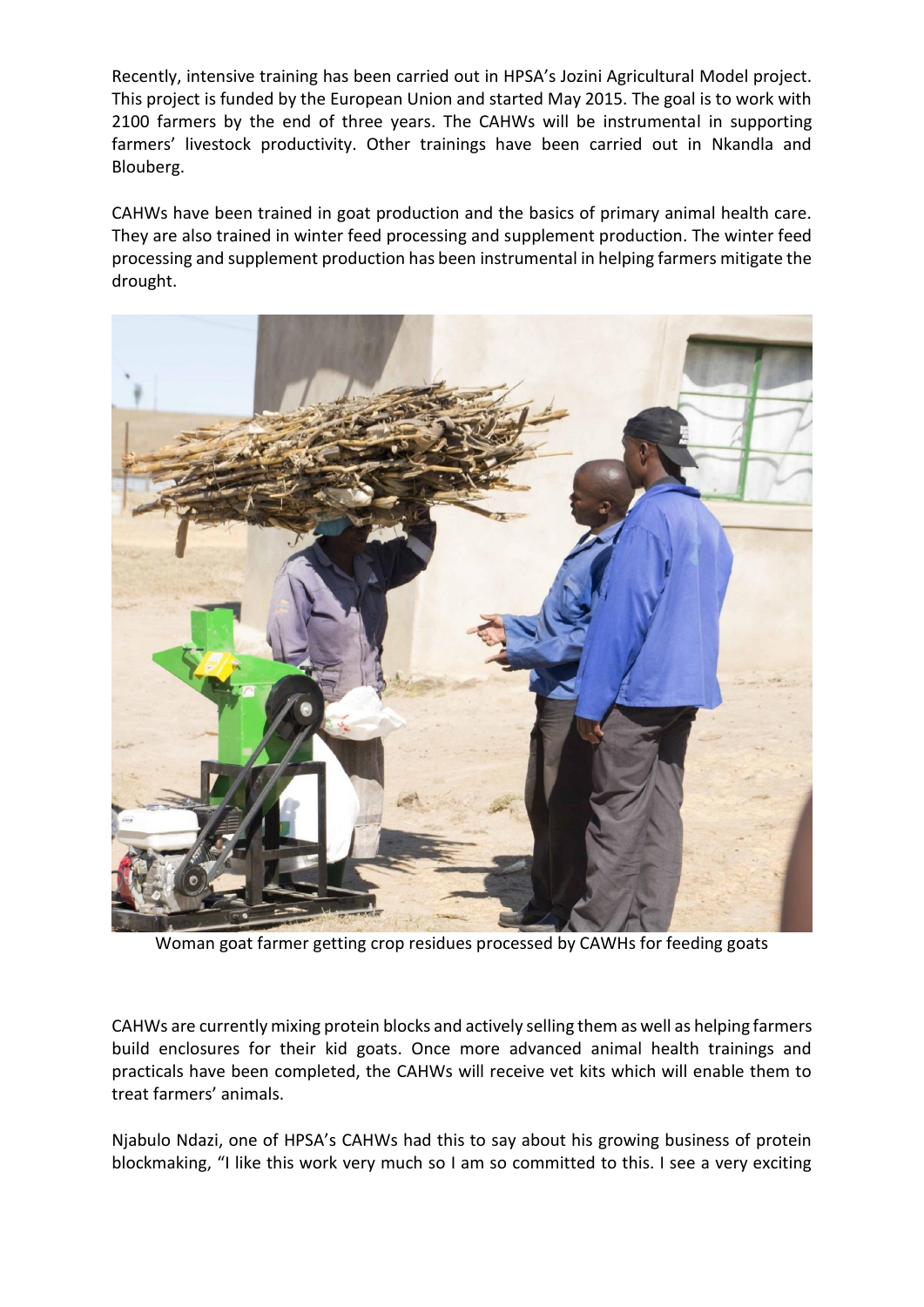Recently, intensive training has been carried out in HPSA's Jozini Agricultural Model project. This project is funded by the European Union and started May 2015. The goal is to work with 2100 farmers by the end of three years. The CAHWs will be instrumental in supporting farmers' livestock productivity. Other trainings have been carried out in Nkandla and Blouberg.

CAHWs have been trained in goat production and the basics of primary animal health care. They are also trained in winter feed processing and supplement production. The winter feed processing and supplement production has been instrumental in helping farmers mitigate the drought.

Woman goat farmer getting crop residues processed by CAWHs for feeding goats

CAHWs are currently mixing protein blocks and actively selling them as well as helping farmers build enclosures for their kid goats. Once more advanced animal health trainings and practicals have been completed, the CAHWs will receive vet kits which will enable them to treat farmers' animals.

Njabulo Ndazi, one of HPSA's CAHWs had this to say about his growing business of protein blockmaking, "I like this work very much so I am so committed to this. I see a very exciting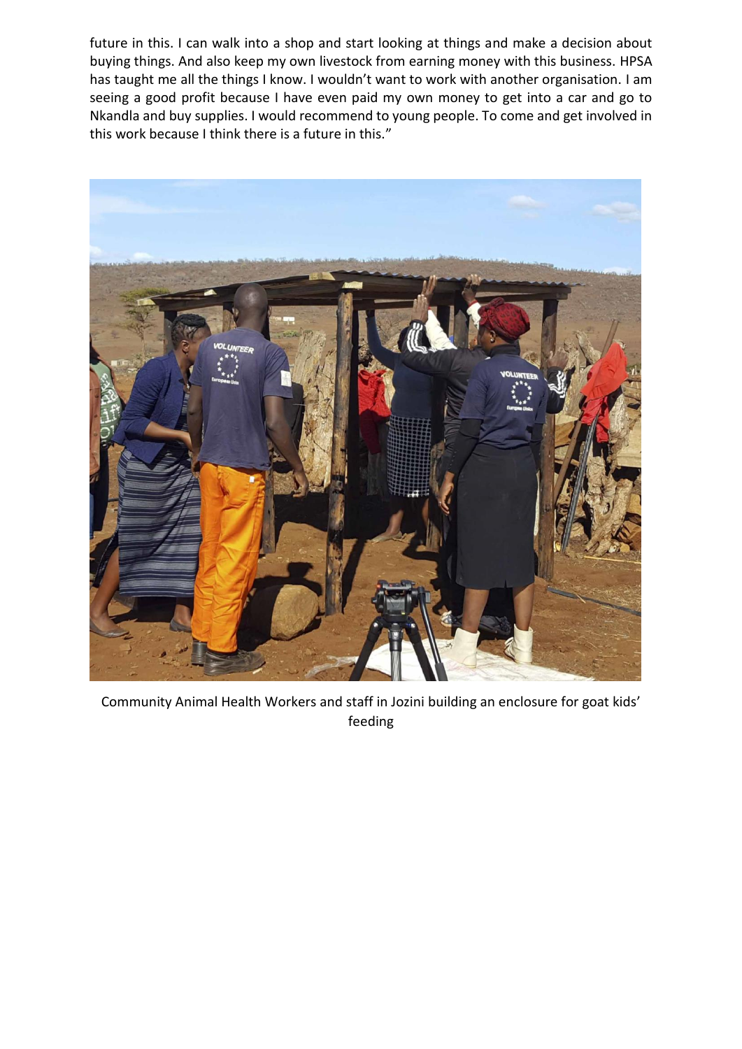future in this. I can walk into a shop and start looking at things and make a decision about buying things. And also keep my own livestock from earning money with this business. HPSA has taught me all the things I know. I wouldn't want to work with another organisation. I am seeing a good profit because I have even paid my own money to get into a car and go to Nkandla and buy supplies. I would recommend to young people. To come and get involved in this work because I think there is a future in this."

Community Animal Health Workers and staff in Jozini building an enclosure for goat kids' feeding